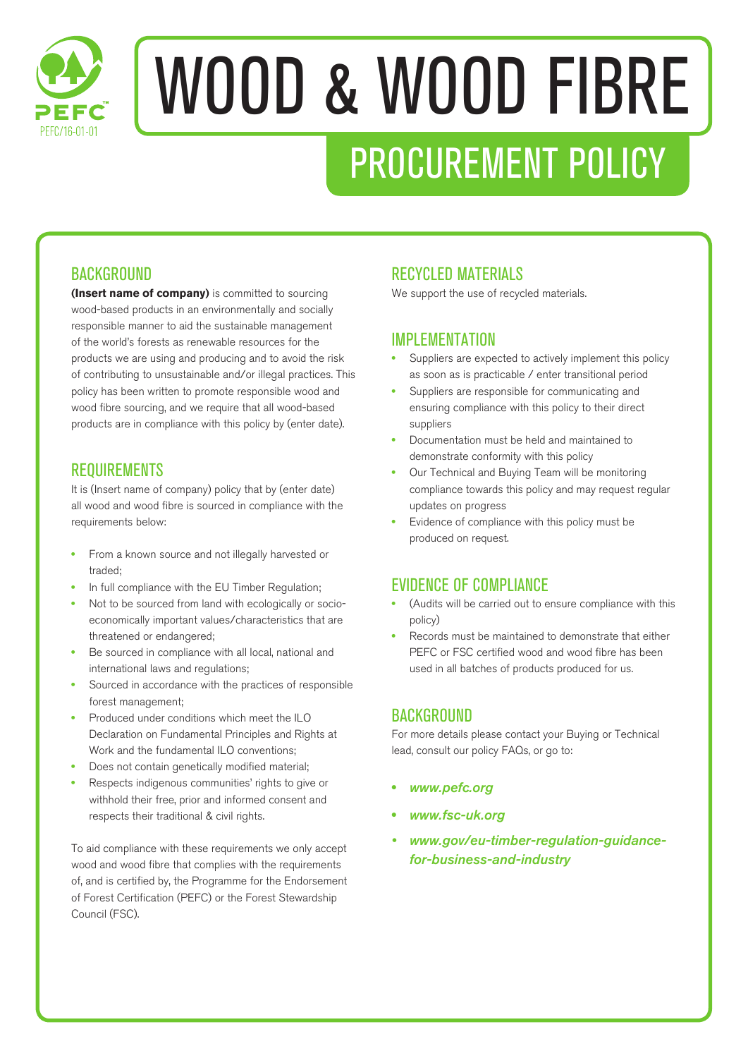PEFC

PEFC/16-01-01

# WOOD & WOOD FIBRE

## PROCUREMENT POLICY

### BACKGROUND

**(Insert name of company)** is committed to sourcing wood-based products in an environmentally and socially responsible manner to aid the sustainable management of the world's forests as renewable resources for the products we are using and producing and to avoid the risk of contributing to unsustainable and/or illegal practices. This policy has been written to promote responsible wood and wood fibre sourcing, and we require that all wood-based products are in compliance with this policy by (enter date).

### REQUIREMENTS

It is (Insert name of company) policy that by (enter date) all wood and wood fibre is sourced in compliance with the requirements below:

- From a known source and not illegally harvested or traded;
- In full compliance with the EU Timber Regulation;
- Not to be sourced from land with ecologically or socio-economically important values/characteristics that are threatened or endangered;
- Be sourced in compliance with all local, national and international laws and regulations;
- Sourced in accordance with the practices of responsible forest management;
- Produced under conditions which meet the ILO Declaration on Fundamental Principles and Rights at Work and the fundamental ILO conventions;
- Does not contain genetically modified material;
- Respects indigenous communities' rights to give or withhold their free, prior and informed consent and respects their traditional & civil rights.

To aid compliance with these requirements we only accept wood and wood fibre that complies with the requirements of, and is certified by, the Programme for the Endorsement of Forest Certification (PEFC) or the Forest Stewardship Council (FSC).

### RECYCLED MATERIALS

We support the use of recycled materials.

### IMPLEMENTATION

- Suppliers are expected to actively implement this policy as soon as is practicable / enter transitional period
- Suppliers are responsible for communicating and ensuring compliance with this policy to their direct suppliers
- Documentation must be held and maintained to demonstrate conformity with this policy
- Our Technical and Buying Team will be monitoring compliance towards this policy and may request regular updates on progress
- Evidence of compliance with this policy must be produced on request.

### EVIDENCE OF COMPLIANCE

- (Audits will be carried out to ensure compliance with this policy)
- Records must be maintained to demonstrate that either PEFC or FSC certified wood and wood fibre has been used in all batches of products produced for us.

### BACKGROUND

For more details please contact your Buying or Technical lead, consult our policy FAQs, or go to:

- ***www.pefc.org***
- ***www.fsc-uk.org***
- ***www.gov/eu-timber-regulation-guidance-for-business-and-industry***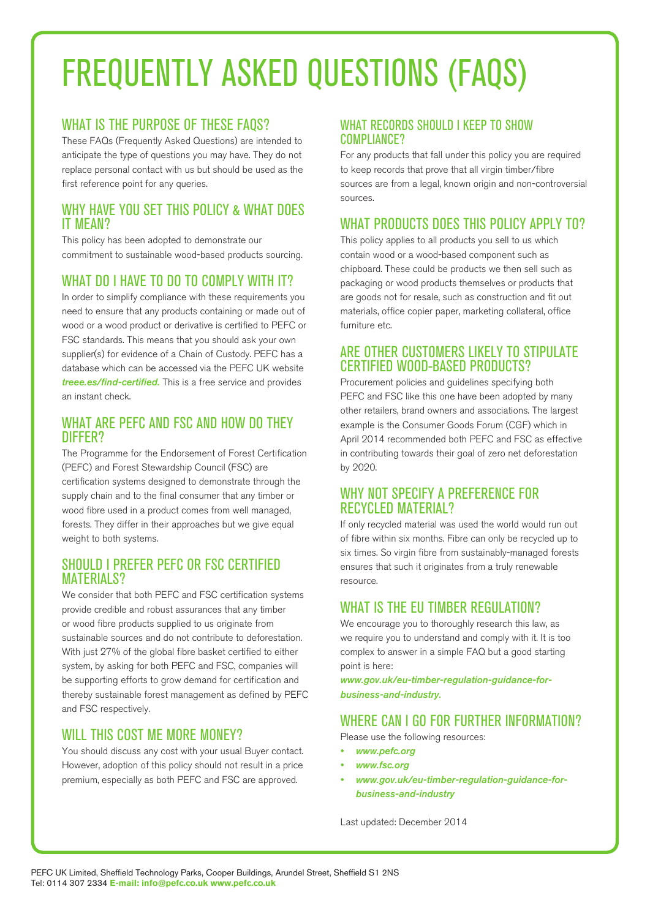# FREQUENTLY ASKED QUESTIONS (FAQS)

## WHAT IS THE PURPOSE OF THESE FAQS?

These FAQs (Frequently Asked Questions) are intended to anticipate the type of questions you may have. They do not replace personal contact with us but should be used as the first reference point for any queries.

## WHY HAVE YOU SET THIS POLICY & WHAT DOES IT MEAN?

This policy has been adopted to demonstrate our commitment to sustainable wood-based products sourcing.

## WHAT DO I HAVE TO DO TO COMPLY WITH IT?

In order to simplify compliance with these requirements you need to ensure that any products containing or made out of wood or a wood product or derivative is certified to PEFC or FSC standards. This means that you should ask your own supplier(s) for evidence of a Chain of Custody. PEFC has a database which can be accessed via the PEFC UK website ***treee.es/find-certified***. This is a free service and provides an instant check.

## WHAT ARE PEFC AND FSC AND HOW DO THEY DIFFER?

The Programme for the Endorsement of Forest Certification (PEFC) and Forest Stewardship Council (FSC) are certification systems designed to demonstrate through the supply chain and to the final consumer that any timber or wood fibre used in a product comes from well managed, forests. They differ in their approaches but we give equal weight to both systems.

## SHOULD I PREFER PEFC OR FSC CERTIFIED MATERIALS?

We consider that both PEFC and FSC certification systems provide credible and robust assurances that any timber or wood fibre products supplied to us originate from sustainable sources and do not contribute to deforestation. With just 27% of the global fibre basket certified to either system, by asking for both PEFC and FSC, companies will be supporting efforts to grow demand for certification and thereby sustainable forest management as defined by PEFC and FSC respectively.

## WILL THIS COST ME MORE MONEY?

You should discuss any cost with your usual Buyer contact. However, adoption of this policy should not result in a price premium, especially as both PEFC and FSC are approved.

## WHAT RECORDS SHOULD I KEEP TO SHOW COMPLIANCE?

For any products that fall under this policy you are required to keep records that prove that all virgin timber/fibre sources are from a legal, known origin and non-controversial sources.

## WHAT PRODUCTS DOES THIS POLICY APPLY TO?

This policy applies to all products you sell to us which contain wood or a wood-based component such as chipboard. These could be products we then sell such as packaging or wood products themselves or products that are goods not for resale, such as construction and fit out materials, office copier paper, marketing collateral, office furniture etc.

## ARE OTHER CUSTOMERS LIKELY TO STIPULATE CERTIFIED WOOD-BASED PRODUCTS?

Procurement policies and guidelines specifying both PEFC and FSC like this one have been adopted by many other retailers, brand owners and associations. The largest example is the Consumer Goods Forum (CGF) which in April 2014 recommended both PEFC and FSC as effective in contributing towards their goal of zero net deforestation by 2020.

## WHY NOT SPECIFY A PREFERENCE FOR RECYCLED MATERIAL?

If only recycled material was used the world would run out of fibre within six months. Fibre can only be recycled up to six times. So virgin fibre from sustainably-managed forests ensures that such it originates from a truly renewable resource.

## WHAT IS THE EU TIMBER REGULATION?

We encourage you to thoroughly research this law, as we require you to understand and comply with it. It is too complex to answer in a simple FAQ but a good starting point is here:

***www.gov.uk/eu-timber-regulation-guidance-for-business-and-industry***.

## WHERE CAN I GO FOR FURTHER INFORMATION?

Please use the following resources:

- ***www.pefc.org***
- ***www.fsc.org***
- ***www.gov.uk/eu-timber-regulation-guidance-for-business-and-industry***

Last updated: December 2014

PEFC UK Limited, Sheffield Technology Parks, Cooper Buildings, Arundel Street, Sheffield S1 2NS
Tel: 0114 307 2334 **E-mail: info@pefc.co.uk www.pefc.co.uk**